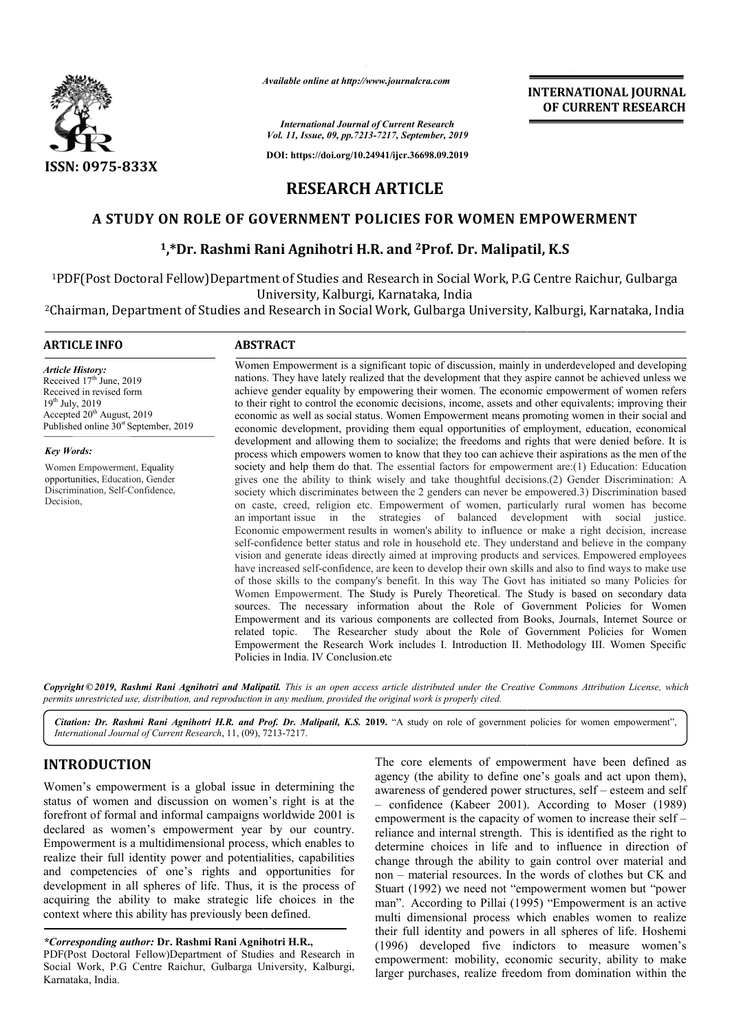ISSN: 0975-833X

*Available online at http://www.journalcra.com*

*International Journal of Current Research*
*Vol. 11, Issue, 09, pp.7213-7217, September, 2019*

**DOI: https://doi.org/10.24941/ijcr.36698.09.2019**

**INTERNATIONAL JOURNAL OF CURRENT RESEARCH**

# RESEARCH ARTICLE

## A STUDY ON ROLE OF GOVERNMENT POLICIES FOR WOMEN EMPOWERMENT

**[1],*Dr. Rashmi Rani Agnihotri H.R. and [2]Prof. Dr. Malipatil, K.S**

[1]PDF(Post Doctoral Fellow)Department of Studies and Research in Social Work, P.G Centre Raichur, Gulbarga University, Kalburgi, Karnataka, India

[2]Chairman, Department of Studies and Research in Social Work, Gulbarga University, Kalburgi, Karnataka, India

### ARTICLE INFO

*Article History:*
Received 17[th] June, 2019
Received in revised form
19[th] July, 2019
Accepted 20[th] August, 2019
Published online 30[st] September, 2019

*Key Words:*
Women Empowerment, Equality opportunities, Education, Gender Discrimination, Self-Confidence, Decision,

### ABSTRACT

Women Empowerment is a significant topic of discussion, mainly in underdeveloped and developing nations. They have lately realized that the development that they aspire cannot be achieved unless we achieve gender equality by empowering their women. The economic empowerment of women refers to their right to control the economic decisions, income, assets and other equivalents; improving their economic as well as social status. Women Empowerment means promoting women in their social and economic development, providing them equal opportunities of employment, education, economical development and allowing them to socialize; the freedoms and rights that were denied before. It is process which empowers women to know that they too can achieve their aspirations as the men of the society and help them do that. The essential factors for empowerment are:(1) Education: Education gives one the ability to think wisely and take thoughtful decisions.(2) Gender Discrimination: A society which discriminates between the 2 genders can never be empowered.3) Discrimination based on caste, creed, religion etc. Empowerment of women, particularly rural women has become an important issue in the strategies of balanced development with social justice. Economic empowerment results in women's ability to influence or make a right decision, increase self-confidence better status and role in household etc. They understand and believe in the company vision and generate ideas directly aimed at improving products and services. Empowered employees have increased self-confidence, are keen to develop their own skills and also to find ways to make use of those skills to the company's benefit. In this way The Govt has initiated so many Policies for Women Empowerment. The Study is Purely Theoretical. The Study is based on secondary data sources. The necessary information about the Role of Government Policies for Women Empowerment and its various components are collected from Books, Journals, Internet Source or related topic. The Researcher study about the Role of Government Policies for Women Empowerment the Research Work includes I. Introduction II. Methodology III. Women Specific Policies in India. IV Conclusion.etc

***Copyright © 2019, Rashmi Rani Agnihotri and Malipatil.** This is an open access article distributed under the Creative Commons Attribution License, which permits unrestricted use, distribution, and reproduction in any medium, provided the original work is properly cited.*

***Citation: Dr. Rashmi Rani Agnihotri H.R. and Prof. Dr. Malipatil, K.S. 2019.*** "A study on role of government policies for women empowerment", *International Journal of Current Research*, 11, (09), 7213-7217.

## INTRODUCTION

Women's empowerment is a global issue in determining the status of women and discussion on women's right is at the forefront of formal and informal campaigns worldwide 2001 is declared as women's empowerment year by our country. Empowerment is a multidimensional process, which enables to realize their full identity power and potentialities, capabilities and competencies of one's rights and opportunities for development in all spheres of life. Thus, it is the process of acquiring the ability to make strategic life choices in the context where this ability has previously been defined.

The core elements of empowerment have been defined as agency (the ability to define one's goals and act upon them), awareness of gendered power structures, self – esteem and self – confidence (Kabeer 2001). According to Moser (1989) empowerment is the capacity of women to increase their self – reliance and internal strength. This is identified as the right to determine choices in life and to influence in direction of change through the ability to gain control over material and non – material resources. In the words of clothes but CK and Stuart (1992) we need not "empowerment women but "power man". According to Pillai (1995) "Empowerment is an active multi dimensional process which enables women to realize their full identity and powers in all spheres of life. Hoshemi (1996) developed five indictors to measure women's empowerment: mobility, economic security, ability to make larger purchases, realize freedom from domination within the

***Corresponding author:* Dr. Rashmi Rani Agnihotri H.R.,**
PDF(Post Doctoral Fellow)Department of Studies and Research in Social Work, P.G Centre Raichur, Gulbarga University, Kalburgi, Karnataka, India.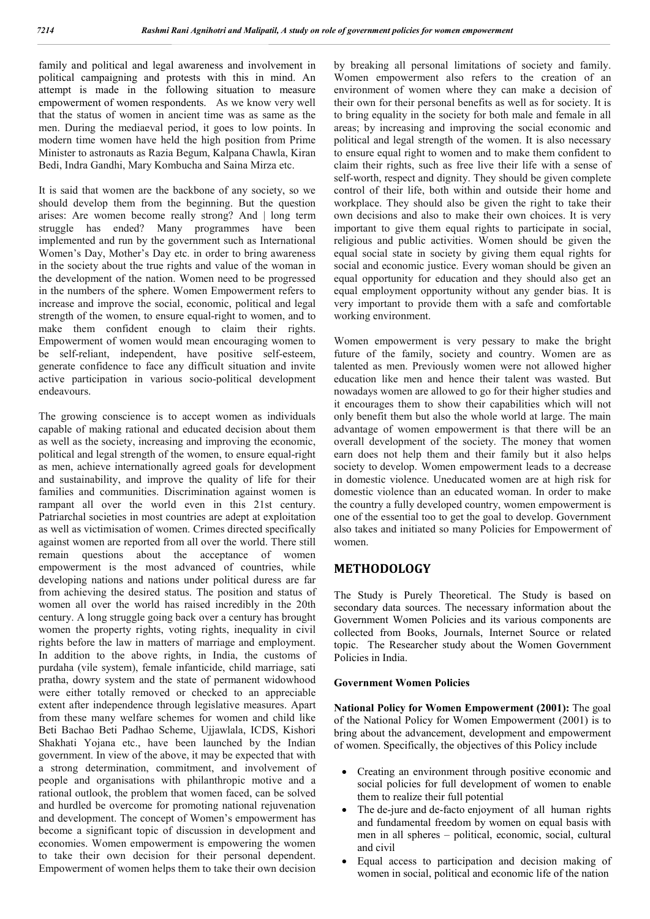family and political and legal awareness and involvement in political campaigning and protests with this in mind. An attempt is made in the following situation to measure empowerment of women respondents. As we know very well that the status of women in ancient time was as same as the men. During the mediaeval period, it goes to low points. In modern time women have held the high position from Prime Minister to astronauts as Razia Begum, Kalpana Chawla, Kiran Bedi, Indra Gandhi, Mary Kombucha and Saina Mirza etc.

It is said that women are the backbone of any society, so we should develop them from the beginning. But the question arises: Are women become really strong? And | long term struggle has ended? Many programmes have been implemented and run by the government such as International Women's Day, Mother's Day etc. in order to bring awareness in the society about the true rights and value of the woman in the development of the nation. Women need to be progressed in the numbers of the sphere. Women Empowerment refers to increase and improve the social, economic, political and legal strength of the women, to ensure equal-right to women, and to make them confident enough to claim their rights. Empowerment of women would mean encouraging women to be self-reliant, independent, have positive self-esteem, generate confidence to face any difficult situation and invite active participation in various socio-political development endeavours.

The growing conscience is to accept women as individuals capable of making rational and educated decision about them as well as the society, increasing and improving the economic, political and legal strength of the women, to ensure equal-right as men, achieve internationally agreed goals for development and sustainability, and improve the quality of life for their families and communities. Discrimination against women is rampant all over the world even in this 21st century. Patriarchal societies in most countries are adept at exploitation as well as victimisation of women. Crimes directed specifically against women are reported from all over the world. There still remain questions about the acceptance of women empowerment is the most advanced of countries, while developing nations and nations under political duress are far from achieving the desired status. The position and status of women all over the world has raised incredibly in the 20th century. A long struggle going back over a century has brought women the property rights, voting rights, inequality in civil rights before the law in matters of marriage and employment. In addition to the above rights, in India, the customs of purdaha (vile system), female infanticide, child marriage, sati pratha, dowry system and the state of permanent widowhood were either totally removed or checked to an appreciable extent after independence through legislative measures. Apart from these many welfare schemes for women and child like Beti Bachao Beti Padhao Scheme, Ujjawlala, ICDS, Kishori Shakhati Yojana etc., have been launched by the Indian government. In view of the above, it may be expected that with a strong determination, commitment, and involvement of people and organisations with philanthropic motive and a rational outlook, the problem that women faced, can be solved and hurdled be overcome for promoting national rejuvenation and development. The concept of Women's empowerment has become a significant topic of discussion in development and economies. Women empowerment is empowering the women to take their own decision for their personal dependent. Empowerment of women helps them to take their own decision by breaking all personal limitations of society and family. Women empowerment also refers to the creation of an environment of women where they can make a decision of their own for their personal benefits as well as for society. It is to bring equality in the society for both male and female in all areas; by increasing and improving the social economic and political and legal strength of the women. It is also necessary to ensure equal right to women and to make them confident to claim their rights, such as free live their life with a sense of self-worth, respect and dignity. They should be given complete control of their life, both within and outside their home and workplace. They should also be given the right to take their own decisions and also to make their own choices. It is very important to give them equal rights to participate in social, religious and public activities. Women should be given the equal social state in society by giving them equal rights for social and economic justice. Every woman should be given an equal opportunity for education and they should also get an equal employment opportunity without any gender bias. It is very important to provide them with a safe and comfortable working environment.

Women empowerment is very pessary to make the bright future of the family, society and country. Women are as talented as men. Previously women were not allowed higher education like men and hence their talent was wasted. But nowadays women are allowed to go for their higher studies and it encourages them to show their capabilities which will not only benefit them but also the whole world at large. The main advantage of women empowerment is that there will be an overall development of the society. The money that women earn does not help them and their family but it also helps society to develop. Women empowerment leads to a decrease in domestic violence. Uneducated women are at high risk for domestic violence than an educated woman. In order to make the country a fully developed country, women empowerment is one of the essential too to get the goal to develop. Government also takes and initiated so many Policies for Empowerment of women.

## METHODOLOGY

The Study is Purely Theoretical. The Study is based on secondary data sources. The necessary information about the Government Women Policies and its various components are collected from Books, Journals, Internet Source or related topic. The Researcher study about the Women Government Policies in India.

### Government Women Policies

**National Policy for Women Empowerment (2001):** The goal of the National Policy for Women Empowerment (2001) is to bring about the advancement, development and empowerment of women. Specifically, the objectives of this Policy include

- Creating an environment through positive economic and social policies for full development of women to enable them to realize their full potential
- The de-jure and de-facto enjoyment of all human rights and fundamental freedom by women on equal basis with men in all spheres – political, economic, social, cultural and civil
- Equal access to participation and decision making of women in social, political and economic life of the nation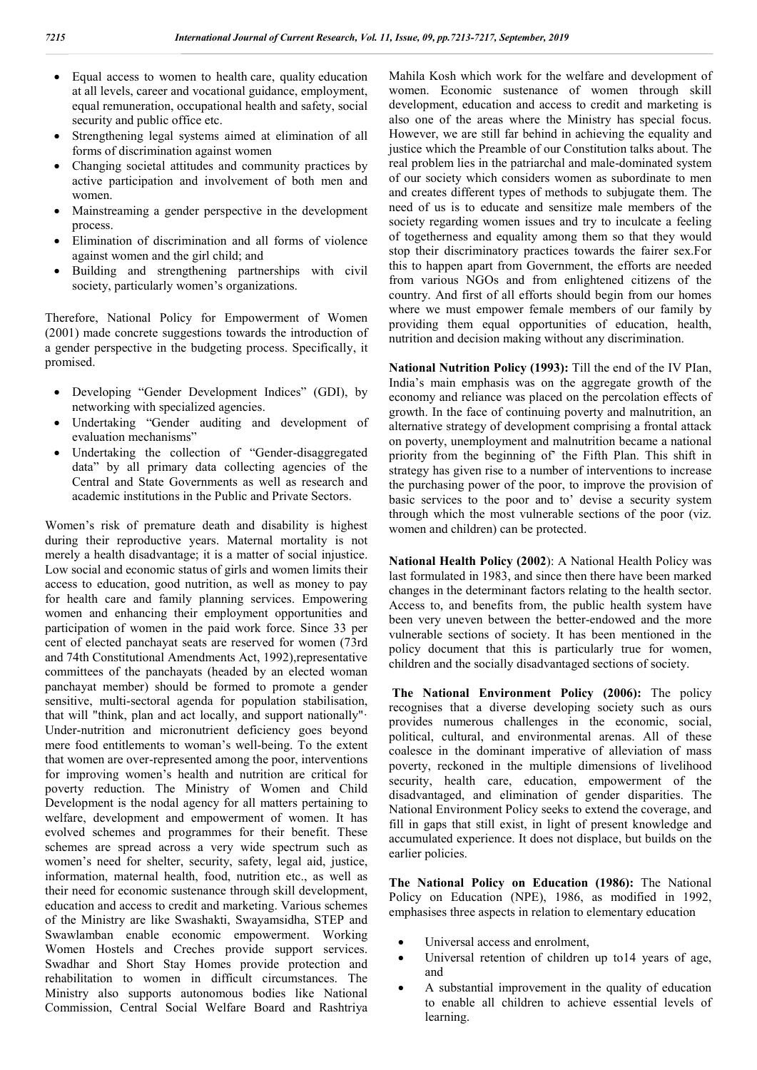- Equal access to women to health care, quality education at all levels, career and vocational guidance, employment, equal remuneration, occupational health and safety, social security and public office etc.
- Strengthening legal systems aimed at elimination of all forms of discrimination against women
- Changing societal attitudes and community practices by active participation and involvement of both men and women.
- Mainstreaming a gender perspective in the development process.
- Elimination of discrimination and all forms of violence against women and the girl child; and
- Building and strengthening partnerships with civil society, particularly women's organizations.

Therefore, National Policy for Empowerment of Women (2001) made concrete suggestions towards the introduction of a gender perspective in the budgeting process. Specifically, it promised.

- Developing "Gender Development Indices" (GDI), by networking with specialized agencies.
- Undertaking "Gender auditing and development of evaluation mechanisms"
- Undertaking the collection of "Gender-disaggregated data" by all primary data collecting agencies of the Central and State Governments as well as research and academic institutions in the Public and Private Sectors.

Women's risk of premature death and disability is highest during their reproductive years. Maternal mortality is not merely a health disadvantage; it is a matter of social injustice. Low social and economic status of girls and women limits their access to education, good nutrition, as well as money to pay for health care and family planning services. Empowering women and enhancing their employment opportunities and participation of women in the paid work force. Since 33 per cent of elected panchayat seats are reserved for women (73rd and 74th Constitutional Amendments Act, 1992),representative committees of the panchayats (headed by an elected woman panchayat member) should be formed to promote a gender sensitive, multi-sectoral agenda for population stabilisation, that will "think, plan and act locally, and support nationally"· Under-nutrition and micronutrient deficiency goes beyond mere food entitlements to woman's well-being. To the extent that women are over-represented among the poor, interventions for improving women's health and nutrition are critical for poverty reduction. The Ministry of Women and Child Development is the nodal agency for all matters pertaining to welfare, development and empowerment of women. It has evolved schemes and programmes for their benefit. These schemes are spread across a very wide spectrum such as women's need for shelter, security, safety, legal aid, justice, information, maternal health, food, nutrition etc., as well as their need for economic sustenance through skill development, education and access to credit and marketing. Various schemes of the Ministry are like Swashakti, Swayamsidha, STEP and Swawlamban enable economic empowerment. Working Women Hostels and Creches provide support services. Swadhar and Short Stay Homes provide protection and rehabilitation to women in difficult circumstances. The Ministry also supports autonomous bodies like National Commission, Central Social Welfare Board and Rashtriya Mahila Kosh which work for the welfare and development of women. Economic sustenance of women through skill development, education and access to credit and marketing is also one of the areas where the Ministry has special focus. However, we are still far behind in achieving the equality and justice which the Preamble of our Constitution talks about. The real problem lies in the patriarchal and male-dominated system of our society which considers women as subordinate to men and creates different types of methods to subjugate them. The need of us is to educate and sensitize male members of the society regarding women issues and try to inculcate a feeling of togetherness and equality among them so that they would stop their discriminatory practices towards the fairer sex.For this to happen apart from Government, the efforts are needed from various NGOs and from enlightened citizens of the country. And first of all efforts should begin from our homes where we must empower female members of our family by providing them equal opportunities of education, health, nutrition and decision making without any discrimination.

**National Nutrition Policy (1993):** Till the end of the IV PIan, India's main emphasis was on the aggregate growth of the economy and reliance was placed on the percolation effects of growth. In the face of continuing poverty and malnutrition, an alternative strategy of development comprising a frontal attack on poverty, unemployment and malnutrition became a national priority from the beginning of' the Fifth Plan. This shift in strategy has given rise to a number of interventions to increase the purchasing power of the poor, to improve the provision of basic services to the poor and to' devise a security system through which the most vulnerable sections of the poor (viz. women and children) can be protected.

**National Health Policy (2002)**: A National Health Policy was last formulated in 1983, and since then there have been marked changes in the determinant factors relating to the health sector. Access to, and benefits from, the public health system have been very uneven between the better-endowed and the more vulnerable sections of society. It has been mentioned in the policy document that this is particularly true for women, children and the socially disadvantaged sections of society.

**The National Environment Policy (2006):** The policy recognises that a diverse developing society such as ours provides numerous challenges in the economic, social, political, cultural, and environmental arenas. All of these coalesce in the dominant imperative of alleviation of mass poverty, reckoned in the multiple dimensions of livelihood security, health care, education, empowerment of the disadvantaged, and elimination of gender disparities. The National Environment Policy seeks to extend the coverage, and fill in gaps that still exist, in light of present knowledge and accumulated experience. It does not displace, but builds on the earlier policies.

**The National Policy on Education (1986):** The National Policy on Education (NPE), 1986, as modified in 1992, emphasises three aspects in relation to elementary education

- Universal access and enrolment,
- Universal retention of children up to14 years of age, and
- A substantial improvement in the quality of education to enable all children to achieve essential levels of learning.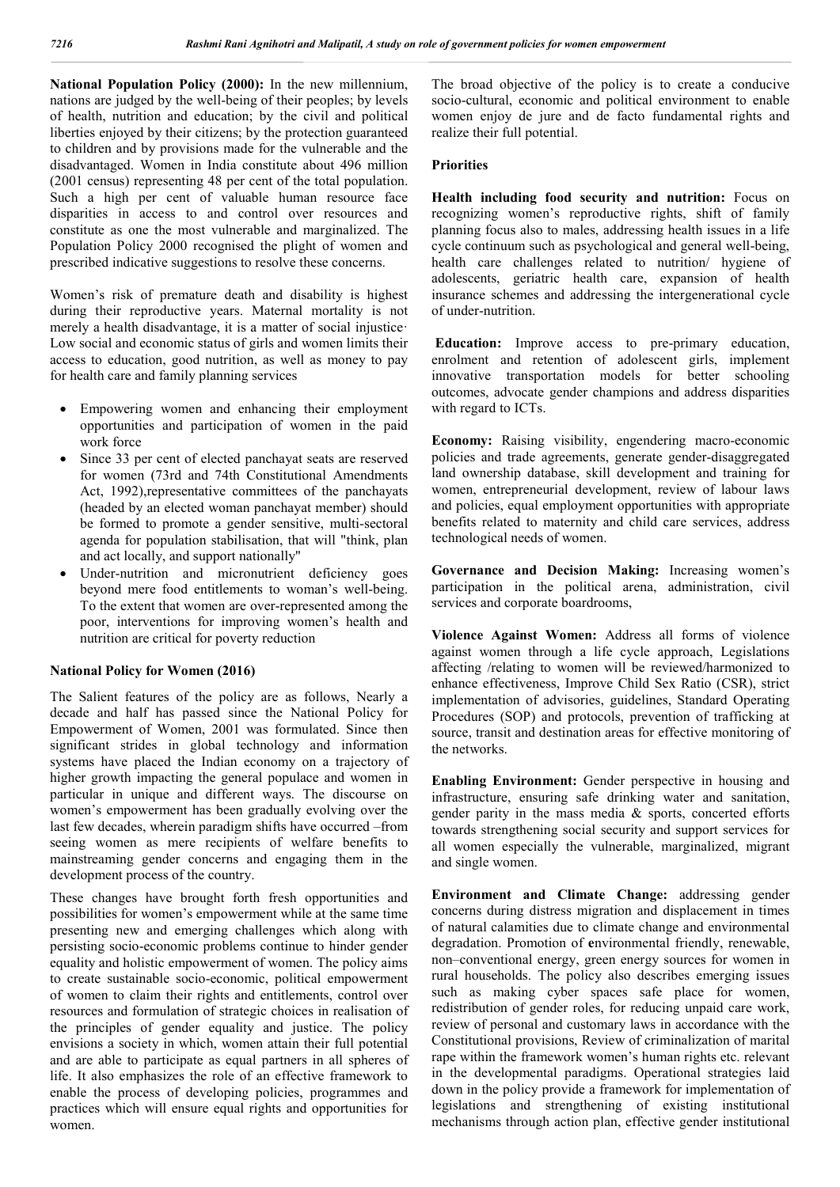**National Population Policy (2000):** In the new millennium, nations are judged by the well-being of their peoples; by levels of health, nutrition and education; by the civil and political liberties enjoyed by their citizens; by the protection guaranteed to children and by provisions made for the vulnerable and the disadvantaged. Women in India constitute about 496 million (2001 census) representing 48 per cent of the total population. Such a high per cent of valuable human resource face disparities in access to and control over resources and constitute as one the most vulnerable and marginalized. The Population Policy 2000 recognised the plight of women and prescribed indicative suggestions to resolve these concerns.

Women's risk of premature death and disability is highest during their reproductive years. Maternal mortality is not merely a health disadvantage, it is a matter of social injustice· Low social and economic status of girls and women limits their access to education, good nutrition, as well as money to pay for health care and family planning services

- Empowering women and enhancing their employment opportunities and participation of women in the paid work force
- Since 33 per cent of elected panchayat seats are reserved for women (73rd and 74th Constitutional Amendments Act, 1992),representative committees of the panchayats (headed by an elected woman panchayat member) should be formed to promote a gender sensitive, multi-sectoral agenda for population stabilisation, that will "think, plan and act locally, and support nationally"
- Under-nutrition and micronutrient deficiency goes beyond mere food entitlements to woman's well-being. To the extent that women are over-represented among the poor, interventions for improving women's health and nutrition are critical for poverty reduction

**National Policy for Women (2016)**

The Salient features of the policy are as follows, Nearly a decade and half has passed since the National Policy for Empowerment of Women, 2001 was formulated. Since then significant strides in global technology and information systems have placed the Indian economy on a trajectory of higher growth impacting the general populace and women in particular in unique and different ways. The discourse on women's empowerment has been gradually evolving over the last few decades, wherein paradigm shifts have occurred –from seeing women as mere recipients of welfare benefits to mainstreaming gender concerns and engaging them in the development process of the country.

These changes have brought forth fresh opportunities and possibilities for women's empowerment while at the same time presenting new and emerging challenges which along with persisting socio-economic problems continue to hinder gender equality and holistic empowerment of women. The policy aims to create sustainable socio-economic, political empowerment of women to claim their rights and entitlements, control over resources and formulation of strategic choices in realisation of the principles of gender equality and justice. The policy envisions a society in which, women attain their full potential and are able to participate as equal partners in all spheres of life. It also emphasizes the role of an effective framework to enable the process of developing policies, programmes and practices which will ensure equal rights and opportunities for women.

The broad objective of the policy is to create a conducive socio-cultural, economic and political environment to enable women enjoy de jure and de facto fundamental rights and realize their full potential.

**Priorities**

**Health including food security and nutrition:** Focus on recognizing women's reproductive rights, shift of family planning focus also to males, addressing health issues in a life cycle continuum such as psychological and general well-being, health care challenges related to nutrition/ hygiene of adolescents, geriatric health care, expansion of health insurance schemes and addressing the intergenerational cycle of under-nutrition.

**Education:** Improve access to pre-primary education, enrolment and retention of adolescent girls, implement innovative transportation models for better schooling outcomes, advocate gender champions and address disparities with regard to ICTs.

**Economy:** Raising visibility, engendering macro-economic policies and trade agreements, generate gender-disaggregated land ownership database, skill development and training for women, entrepreneurial development, review of labour laws and policies, equal employment opportunities with appropriate benefits related to maternity and child care services, address technological needs of women.

**Governance and Decision Making:** Increasing women's participation in the political arena, administration, civil services and corporate boardrooms,

**Violence Against Women:** Address all forms of violence against women through a life cycle approach, Legislations affecting /relating to women will be reviewed/harmonized to enhance effectiveness, Improve Child Sex Ratio (CSR), strict implementation of advisories, guidelines, Standard Operating Procedures (SOP) and protocols, prevention of trafficking at source, transit and destination areas for effective monitoring of the networks.

**Enabling Environment:** Gender perspective in housing and infrastructure, ensuring safe drinking water and sanitation, gender parity in the mass media & sports, concerted efforts towards strengthening social security and support services for all women especially the vulnerable, marginalized, migrant and single women.

**Environment and Climate Change:** addressing gender concerns during distress migration and displacement in times of natural calamities due to climate change and environmental degradation. Promotion of environmental friendly, renewable, non–conventional energy, green energy sources for women in rural households. The policy also describes emerging issues such as making cyber spaces safe place for women, redistribution of gender roles, for reducing unpaid care work, review of personal and customary laws in accordance with the Constitutional provisions, Review of criminalization of marital rape within the framework women's human rights etc. relevant in the developmental paradigms. Operational strategies laid down in the policy provide a framework for implementation of legislations and strengthening of existing institutional mechanisms through action plan, effective gender institutional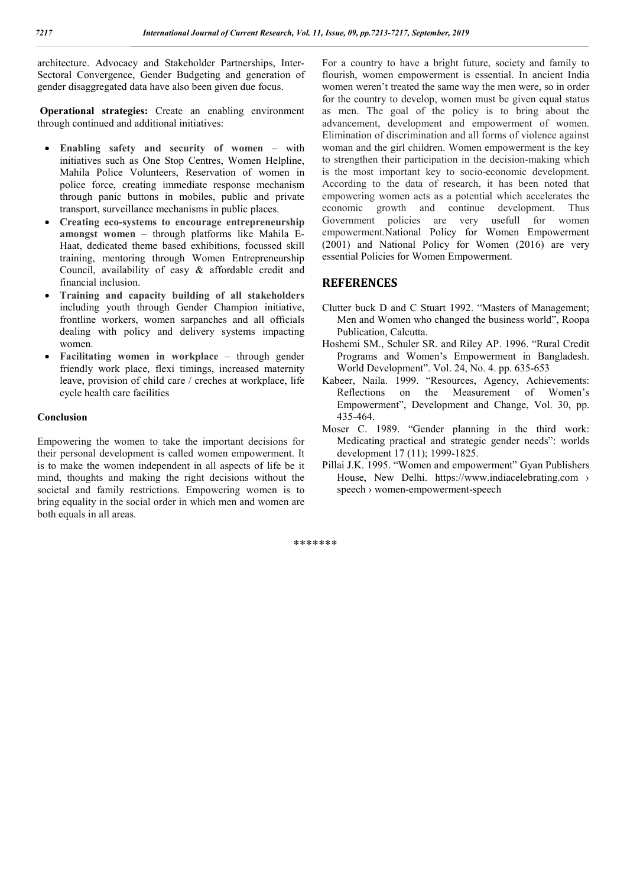architecture. Advocacy and Stakeholder Partnerships, Inter-Sectoral Convergence, Gender Budgeting and generation of gender disaggregated data have also been given due focus.

**Operational strategies:** Create an enabling environment through continued and additional initiatives:

- **Enabling safety and security of women** – with initiatives such as One Stop Centres, Women Helpline, Mahila Police Volunteers, Reservation of women in police force, creating immediate response mechanism through panic buttons in mobiles, public and private transport, surveillance mechanisms in public places.
- **Creating eco-systems to encourage entrepreneurship amongst women** – through platforms like Mahila E-Haat, dedicated theme based exhibitions, focussed skill training, mentoring through Women Entrepreneurship Council, availability of easy & affordable credit and financial inclusion.
- **Training and capacity building of all stakeholders** including youth through Gender Champion initiative, frontline workers, women sarpanches and all officials dealing with policy and delivery systems impacting women.
- **Facilitating women in workplace** – through gender friendly work place, flexi timings, increased maternity leave, provision of child care / creches at workplace, life cycle health care facilities

### Conclusion

Empowering the women to take the important decisions for their personal development is called women empowerment. It is to make the women independent in all aspects of life be it mind, thoughts and making the right decisions without the societal and family restrictions. Empowering women is to bring equality in the social order in which men and women are both equals in all areas.

For a country to have a bright future, society and family to flourish, women empowerment is essential. In ancient India women weren't treated the same way the men were, so in order for the country to develop, women must be given equal status as men. The goal of the policy is to bring about the advancement, development and empowerment of women. Elimination of discrimination and all forms of violence against woman and the girl children. Women empowerment is the key to strengthen their participation in the decision-making which is the most important key to socio-economic development. According to the data of research, it has been noted that empowering women acts as a potential which accelerates the economic growth and continue development. Thus Government policies are very usefull for women empowerment.National Policy for Women Empowerment (2001) and National Policy for Women (2016) are very essential Policies for Women Empowerment.

## REFERENCES

Clutter buck D and C Stuart 1992. "Masters of Management; Men and Women who changed the business world", Roopa Publication, Calcutta.

Hoshemi SM., Schuler SR. and Riley AP. 1996. "Rural Credit Programs and Women's Empowerment in Bangladesh. World Development". Vol. 24, No. 4. pp. 635-653

Kabeer, Naila. 1999. "Resources, Agency, Achievements: Reflections on the Measurement of Women's Empowerment", Development and Change, Vol. 30, pp. 435-464.

Moser C. 1989. "Gender planning in the third work: Medicating practical and strategic gender needs": worlds development 17 (11); 1999-1825.

Pillai J.K. 1995. "Women and empowerment" Gyan Publishers House, New Delhi. https://www.indiacelebrating.com › speech › women-empowerment-speech

*******